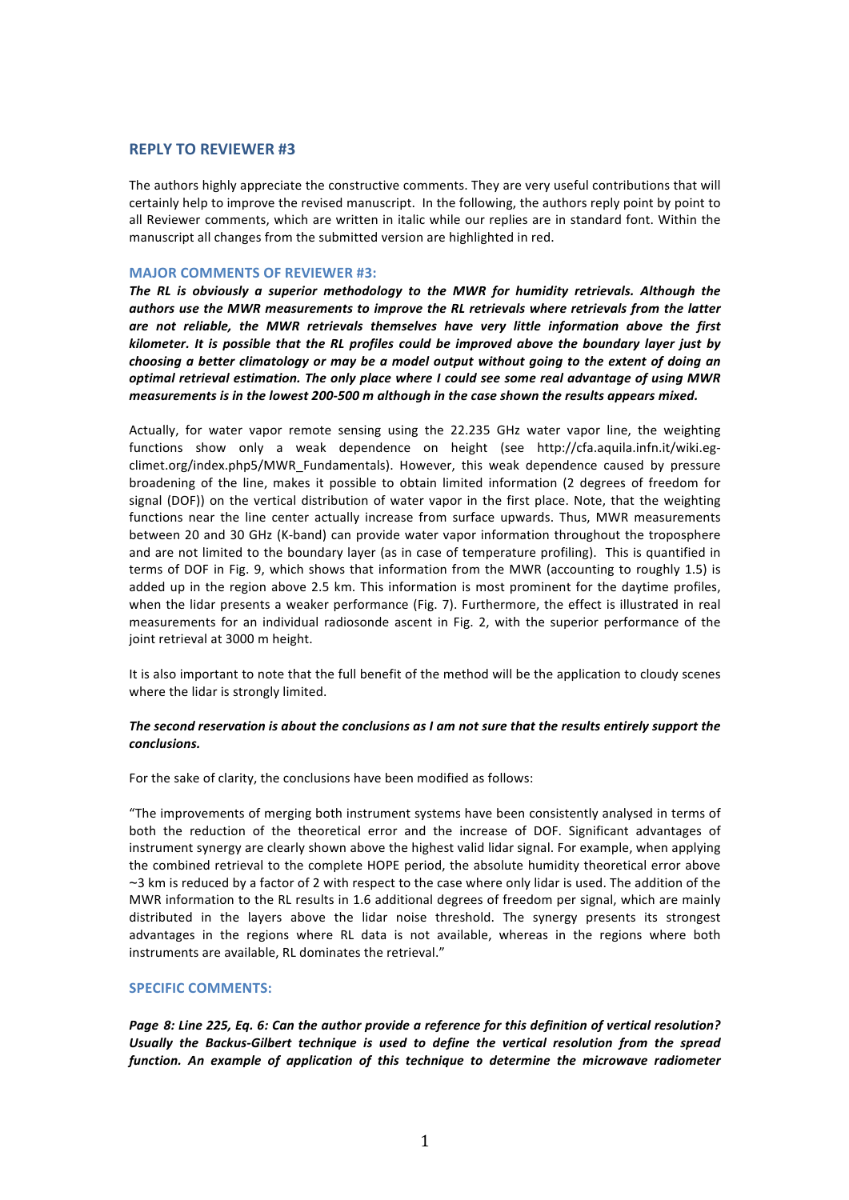## REPLY TO REVIEWER #3

The authors highly appreciate the constructive comments. They are very useful contributions that will certainly help to improve the revised manuscript. In the following, the authors reply point by point to all Reviewer comments, which are written in italic while our replies are in standard font. Within the manuscript all changes from the submitted version are highlighted in red.

### MAJOR COMMENTS OF REVIEWER #3:

***The RL is obviously a superior methodology to the MWR for humidity retrievals. Although the authors use the MWR measurements to improve the RL retrievals where retrievals from the latter are not reliable, the MWR retrievals themselves have very little information above the first kilometer. It is possible that the RL profiles could be improved above the boundary layer just by choosing a better climatology or may be a model output without going to the extent of doing an optimal retrieval estimation. The only place where I could see some real advantage of using MWR measurements is in the lowest 200-500 m although in the case shown the results appears mixed.***

Actually, for water vapor remote sensing using the 22.235 GHz water vapor line, the weighting functions show only a weak dependence on height (see http://cfa.aquila.infn.it/wiki.eg-climet.org/index.php5/MWR_Fundamentals). However, this weak dependence caused by pressure broadening of the line, makes it possible to obtain limited information (2 degrees of freedom for signal (DOF)) on the vertical distribution of water vapor in the first place. Note, that the weighting functions near the line center actually increase from surface upwards. Thus, MWR measurements between 20 and 30 GHz (K-band) can provide water vapor information throughout the troposphere and are not limited to the boundary layer (as in case of temperature profiling). This is quantified in terms of DOF in Fig. 9, which shows that information from the MWR (accounting to roughly 1.5) is added up in the region above 2.5 km. This information is most prominent for the daytime profiles, when the lidar presents a weaker performance (Fig. 7). Furthermore, the effect is illustrated in real measurements for an individual radiosonde ascent in Fig. 2, with the superior performance of the joint retrieval at 3000 m height.

It is also important to note that the full benefit of the method will be the application to cloudy scenes where the lidar is strongly limited.

***The second reservation is about the conclusions as I am not sure that the results entirely support the conclusions.***

For the sake of clarity, the conclusions have been modified as follows:

"The improvements of merging both instrument systems have been consistently analysed in terms of both the reduction of the theoretical error and the increase of DOF. Significant advantages of instrument synergy are clearly shown above the highest valid lidar signal. For example, when applying the combined retrieval to the complete HOPE period, the absolute humidity theoretical error above ~3 km is reduced by a factor of 2 with respect to the case where only lidar is used. The addition of the MWR information to the RL results in 1.6 additional degrees of freedom per signal, which are mainly distributed in the layers above the lidar noise threshold. The synergy presents its strongest advantages in the regions where RL data is not available, whereas in the regions where both instruments are available, RL dominates the retrieval."

### SPECIFIC COMMENTS:

***Page 8: Line 225, Eq. 6: Can the author provide a reference for this definition of vertical resolution? Usually the Backus-Gilbert technique is used to define the vertical resolution from the spread function. An example of application of this technique to determine the microwave radiometer***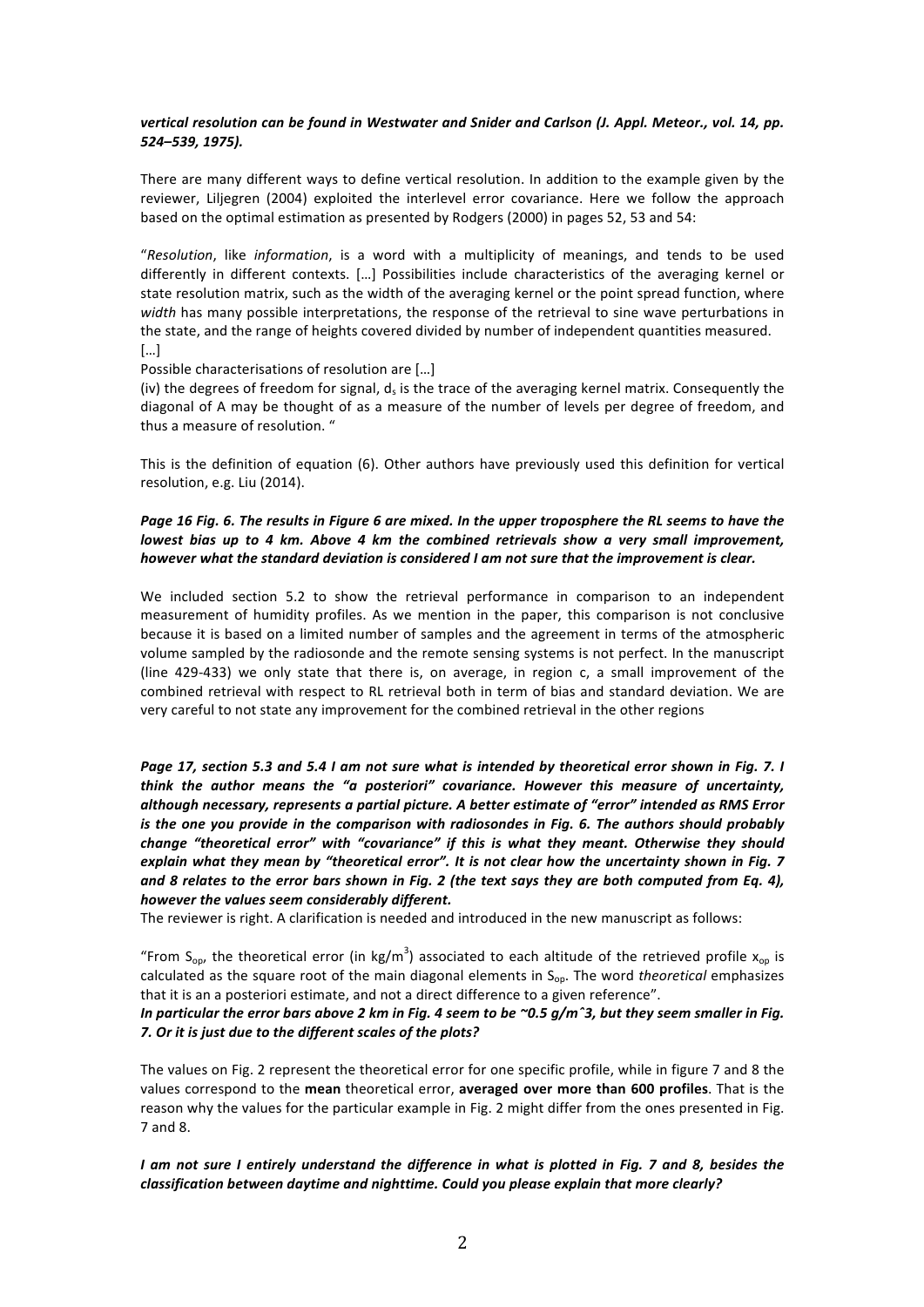***vertical resolution can be found in Westwater and Snider and Carlson (J. Appl. Meteor., vol. 14, pp. 524–539, 1975).***

There are many different ways to define vertical resolution. In addition to the example given by the reviewer, Liljegren (2004) exploited the interlevel error covariance. Here we follow the approach based on the optimal estimation as presented by Rodgers (2000) in pages 52, 53 and 54:

"*Resolution*, like *information*, is a word with a multiplicity of meanings, and tends to be used differently in different contexts. […] Possibilities include characteristics of the averaging kernel or state resolution matrix, such as the width of the averaging kernel or the point spread function, where *width* has many possible interpretations, the response of the retrieval to sine wave perturbations in the state, and the range of heights covered divided by number of independent quantities measured.
[…]

Possible characterisations of resolution are […]

(iv) the degrees of freedom for signal, $d_s$ is the trace of the averaging kernel matrix. Consequently the diagonal of A may be thought of as a measure of the number of levels per degree of freedom, and thus a measure of resolution. "

This is the definition of equation (6). Other authors have previously used this definition for vertical resolution, e.g. Liu (2014).

***Page 16 Fig. 6. The results in Figure 6 are mixed. In the upper troposphere the RL seems to have the lowest bias up to 4 km. Above 4 km the combined retrievals show a very small improvement, however what the standard deviation is considered I am not sure that the improvement is clear.***

We included section 5.2 to show the retrieval performance in comparison to an independent measurement of humidity profiles. As we mention in the paper, this comparison is not conclusive because it is based on a limited number of samples and the agreement in terms of the atmospheric volume sampled by the radiosonde and the remote sensing systems is not perfect. In the manuscript (line 429-433) we only state that there is, on average, in region c, a small improvement of the combined retrieval with respect to RL retrieval both in term of bias and standard deviation. We are very careful to not state any improvement for the combined retrieval in the other regions

***Page 17, section 5.3 and 5.4 I am not sure what is intended by theoretical error shown in Fig. 7. I think the author means the "a posteriori" covariance. However this measure of uncertainty, although necessary, represents a partial picture. A better estimate of "error" intended as RMS Error is the one you provide in the comparison with radiosondes in Fig. 6. The authors should probably change "theoretical error" with "covariance" if this is what they meant. Otherwise they should explain what they mean by "theoretical error". It is not clear how the uncertainty shown in Fig. 7 and 8 relates to the error bars shown in Fig. 2 (the text says they are both computed from Eq. 4), however the values seem considerably different.***

The reviewer is right. A clarification is needed and introduced in the new manuscript as follows:

"From $S_{op}$, the theoretical error (in kg/m$^3$) associated to each altitude of the retrieved profile $x_{op}$ is calculated as the square root of the main diagonal elements in $S_{op}$. The word *theoretical* emphasizes that it is an a posteriori estimate, and not a direct difference to a given reference".

***In particular the error bars above 2 km in Fig. 4 seem to be ~0.5 g/m^3, but they seem smaller in Fig. 7. Or it is just due to the different scales of the plots?***

The values on Fig. 2 represent the theoretical error for one specific profile, while in figure 7 and 8 the values correspond to the **mean** theoretical error, **averaged over more than 600 profiles**. That is the reason why the values for the particular example in Fig. 2 might differ from the ones presented in Fig. 7 and 8.

***I am not sure I entirely understand the difference in what is plotted in Fig. 7 and 8, besides the classification between daytime and nighttime. Could you please explain that more clearly?***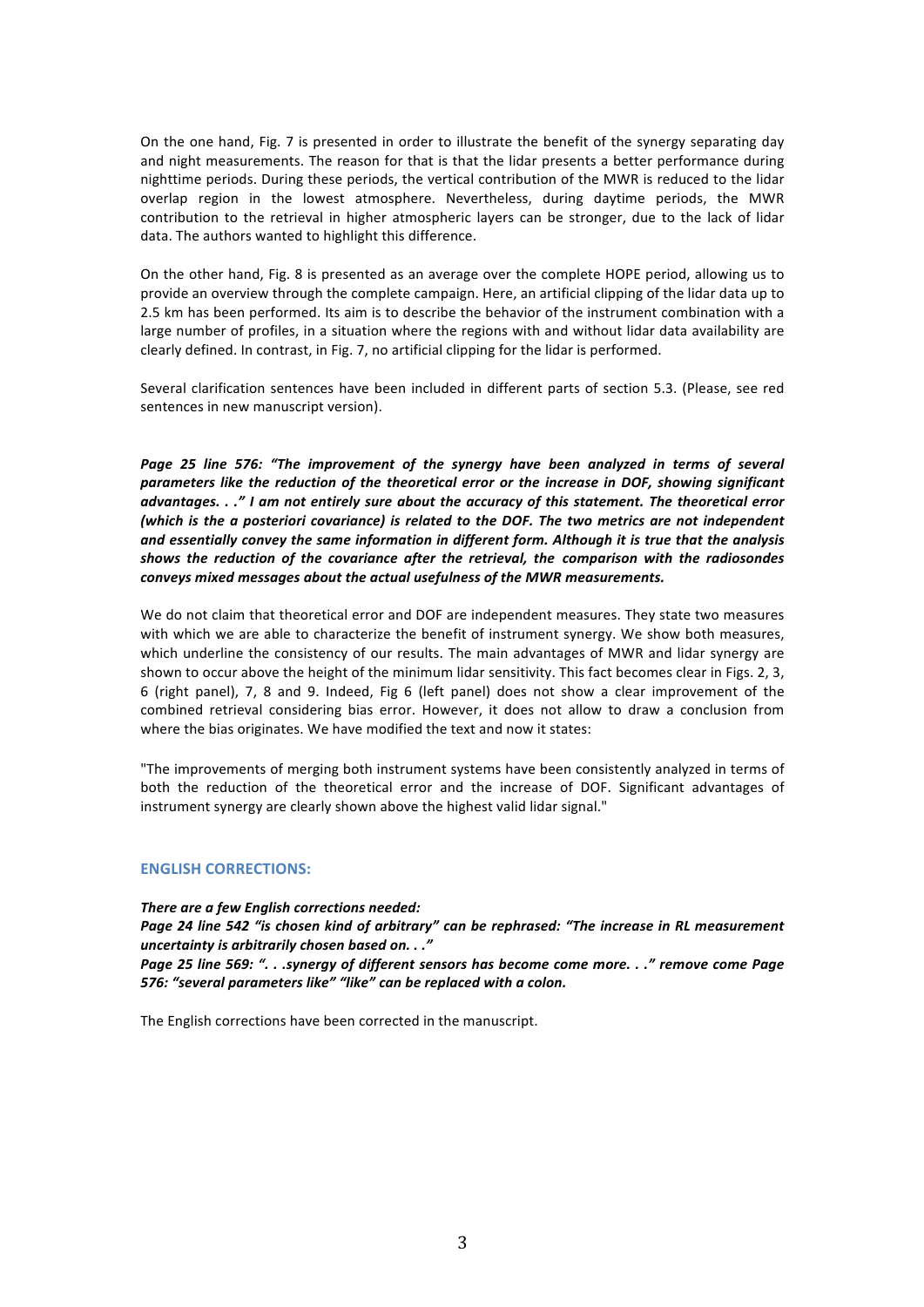On the one hand, Fig. 7 is presented in order to illustrate the benefit of the synergy separating day and night measurements. The reason for that is that the lidar presents a better performance during nighttime periods. During these periods, the vertical contribution of the MWR is reduced to the lidar overlap region in the lowest atmosphere. Nevertheless, during daytime periods, the MWR contribution to the retrieval in higher atmospheric layers can be stronger, due to the lack of lidar data. The authors wanted to highlight this difference.

On the other hand, Fig. 8 is presented as an average over the complete HOPE period, allowing us to provide an overview through the complete campaign. Here, an artificial clipping of the lidar data up to 2.5 km has been performed. Its aim is to describe the behavior of the instrument combination with a large number of profiles, in a situation where the regions with and without lidar data availability are clearly defined. In contrast, in Fig. 7, no artificial clipping for the lidar is performed.

Several clarification sentences have been included in different parts of section 5.3. (Please, see red sentences in new manuscript version).

***Page 25 line 576: "The improvement of the synergy have been analyzed in terms of several parameters like the reduction of the theoretical error or the increase in DOF, showing significant advantages. . ." I am not entirely sure about the accuracy of this statement. The theoretical error (which is the a posteriori covariance) is related to the DOF. The two metrics are not independent and essentially convey the same information in different form. Although it is true that the analysis shows the reduction of the covariance after the retrieval, the comparison with the radiosondes conveys mixed messages about the actual usefulness of the MWR measurements.***

We do not claim that theoretical error and DOF are independent measures. They state two measures with which we are able to characterize the benefit of instrument synergy. We show both measures, which underline the consistency of our results. The main advantages of MWR and lidar synergy are shown to occur above the height of the minimum lidar sensitivity. This fact becomes clear in Figs. 2, 3, 6 (right panel), 7, 8 and 9. Indeed, Fig 6 (left panel) does not show a clear improvement of the combined retrieval considering bias error. However, it does not allow to draw a conclusion from where the bias originates. We have modified the text and now it states:

"The improvements of merging both instrument systems have been consistently analyzed in terms of both the reduction of the theoretical error and the increase of DOF. Significant advantages of instrument synergy are clearly shown above the highest valid lidar signal."

## ENGLISH CORRECTIONS:

***There are a few English corrections needed:***
***Page 24 line 542 "is chosen kind of arbitrary" can be rephrased: "The increase in RL measurement uncertainty is arbitrarily chosen based on. . ."***
***Page 25 line 569: ". . .synergy of different sensors has become come more. . ." remove come Page 576: "several parameters like" "like" can be replaced with a colon.***

The English corrections have been corrected in the manuscript.